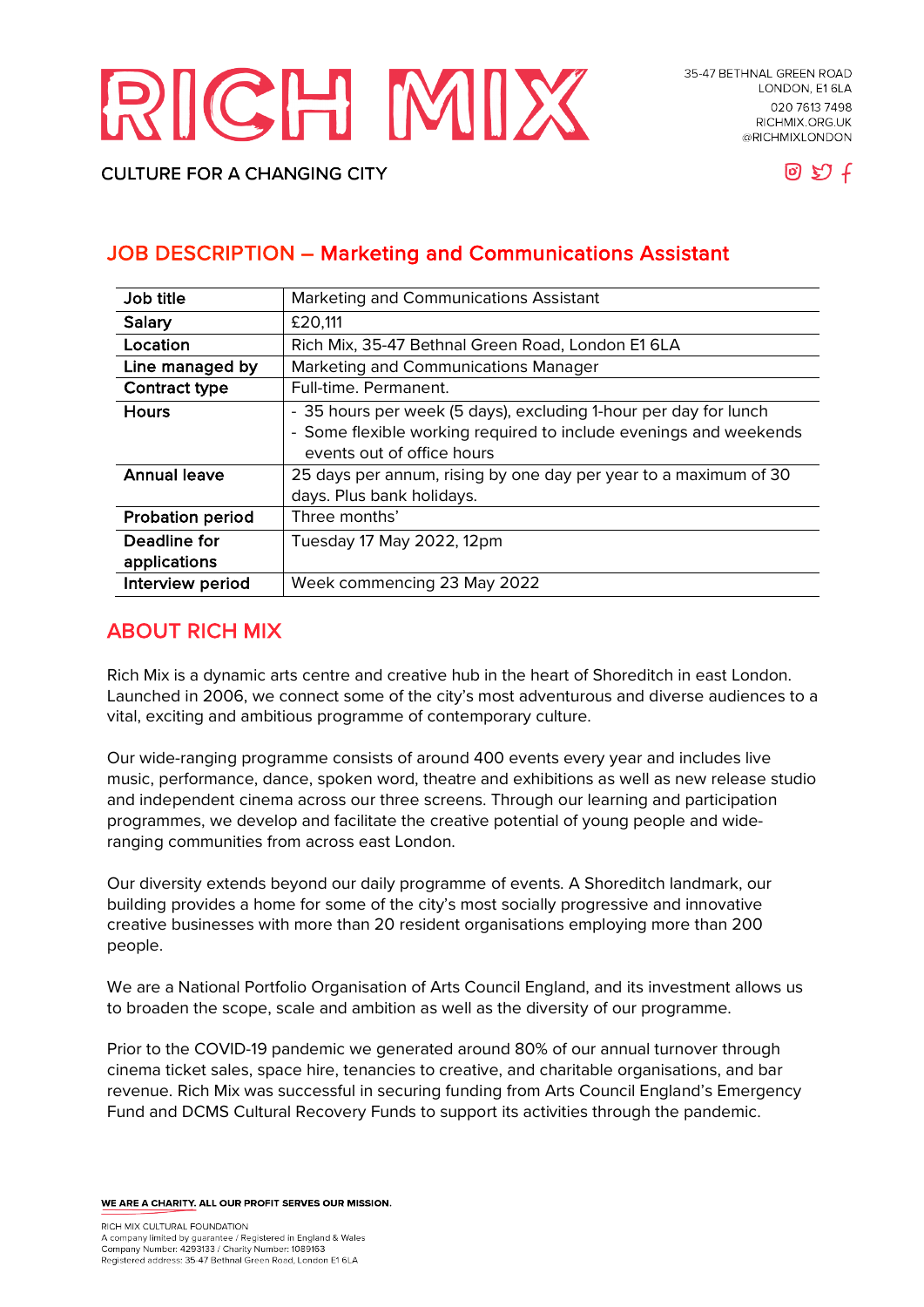# RICH MIX

CULTURE FOR A CHANGING CITY

35-47 BETHNAL GREEN ROAD
LONDON, E1 6LA
020 7613 7498
RICHMIX.ORG.UK
@RICHMIXLONDON

## JOB DESCRIPTION – Marketing and Communications Assistant

| **Job title** | Marketing and Communications Assistant |
|---|---|
| **Salary** | £20,111 |
| **Location** | Rich Mix, 35-47 Bethnal Green Road, London E1 6LA |
| **Line managed by** | Marketing and Communications Manager |
| **Contract type** | Full-time. Permanent. |
| **Hours** | - 35 hours per week (5 days), excluding 1-hour per day for lunch<br>- Some flexible working required to include evenings and weekends events out of office hours |
| **Annual leave** | 25 days per annum, rising by one day per year to a maximum of 30 days. Plus bank holidays. |
| **Probation period** | Three months' |
| **Deadline for applications** | Tuesday 17 May 2022, 12pm |
| **Interview period** | Week commencing 23 May 2022 |

## ABOUT RICH MIX

Rich Mix is a dynamic arts centre and creative hub in the heart of Shoreditch in east London. Launched in 2006, we connect some of the city's most adventurous and diverse audiences to a vital, exciting and ambitious programme of contemporary culture.

Our wide-ranging programme consists of around 400 events every year and includes live music, performance, dance, spoken word, theatre and exhibitions as well as new release studio and independent cinema across our three screens. Through our learning and participation programmes, we develop and facilitate the creative potential of young people and wide-ranging communities from across east London.

Our diversity extends beyond our daily programme of events. A Shoreditch landmark, our building provides a home for some of the city's most socially progressive and innovative creative businesses with more than 20 resident organisations employing more than 200 people.

We are a National Portfolio Organisation of Arts Council England, and its investment allows us to broaden the scope, scale and ambition as well as the diversity of our programme.

Prior to the COVID-19 pandemic we generated around 80% of our annual turnover through cinema ticket sales, space hire, tenancies to creative, and charitable organisations, and bar revenue. Rich Mix was successful in securing funding from Arts Council England's Emergency Fund and DCMS Cultural Recovery Funds to support its activities through the pandemic.

**WE ARE A CHARITY. ALL OUR PROFIT SERVES OUR MISSION.**

RICH MIX CULTURAL FOUNDATION
A company limited by guarantee / Registered in England & Wales
Company Number: 4293133 / Charity Number: 1089163
Registered address: 35-47 Bethnal Green Road, London E1 6LA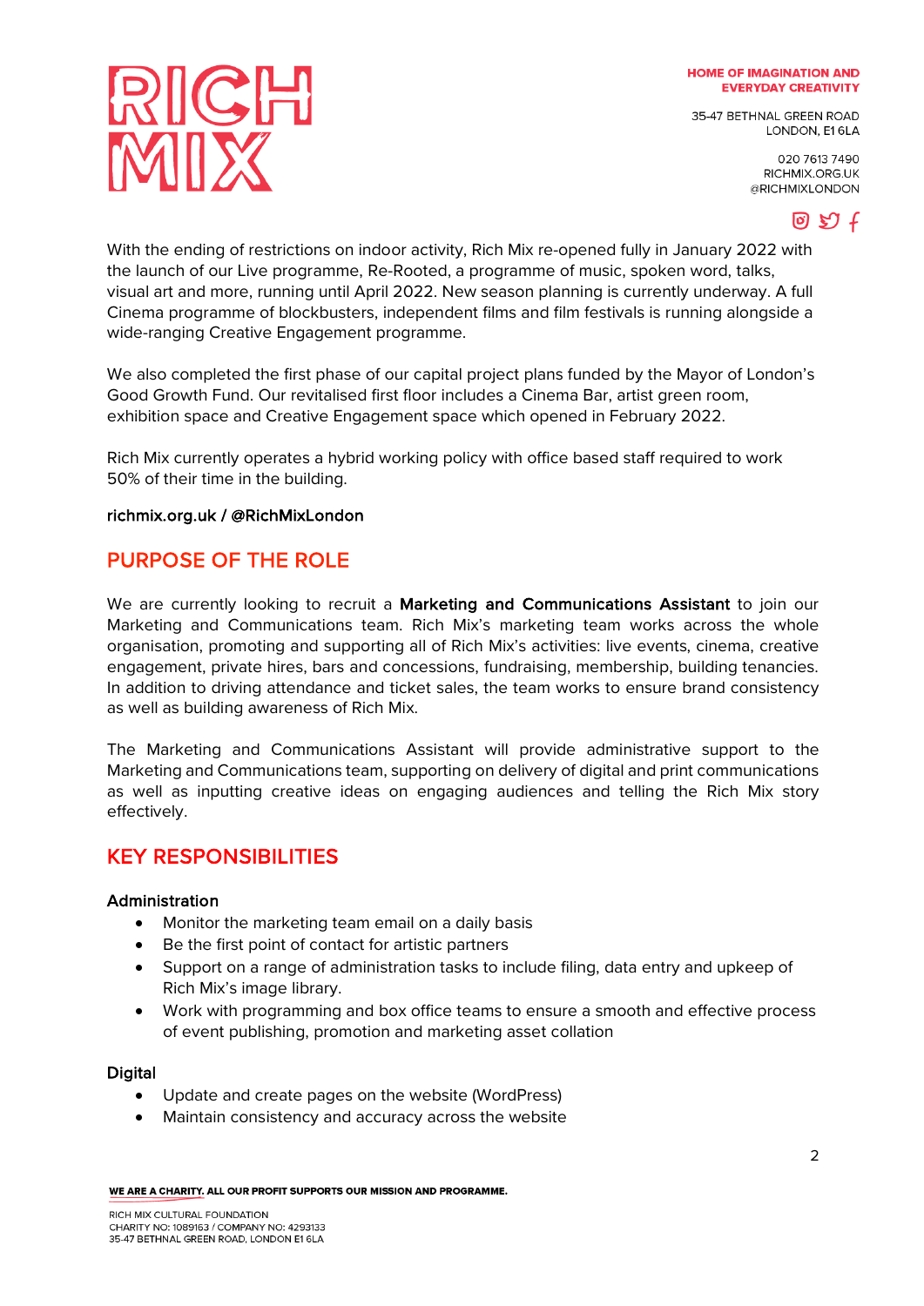With the ending of restrictions on indoor activity, Rich Mix re-opened fully in January 2022 with the launch of our Live programme, Re-Rooted, a programme of music, spoken word, talks, visual art and more, running until April 2022. New season planning is currently underway. A full Cinema programme of blockbusters, independent films and film festivals is running alongside a wide-ranging Creative Engagement programme.

We also completed the first phase of our capital project plans funded by the Mayor of London's Good Growth Fund. Our revitalised first floor includes a Cinema Bar, artist green room, exhibition space and Creative Engagement space which opened in February 2022.

Rich Mix currently operates a hybrid working policy with office based staff required to work 50% of their time in the building.

richmix.org.uk / @RichMixLondon

## PURPOSE OF THE ROLE

We are currently looking to recruit a **Marketing and Communications Assistant** to join our Marketing and Communications team. Rich Mix's marketing team works across the whole organisation, promoting and supporting all of Rich Mix's activities: live events, cinema, creative engagement, private hires, bars and concessions, fundraising, membership, building tenancies. In addition to driving attendance and ticket sales, the team works to ensure brand consistency as well as building awareness of Rich Mix.

The Marketing and Communications Assistant will provide administrative support to the Marketing and Communications team, supporting on delivery of digital and print communications as well as inputting creative ideas on engaging audiences and telling the Rich Mix story effectively.

## KEY RESPONSIBILITIES

### Administration

- Monitor the marketing team email on a daily basis
- Be the first point of contact for artistic partners
- Support on a range of administration tasks to include filing, data entry and upkeep of Rich Mix's image library.
- Work with programming and box office teams to ensure a smooth and effective process of event publishing, promotion and marketing asset collation

### Digital

- Update and create pages on the website (WordPress)
- Maintain consistency and accuracy across the website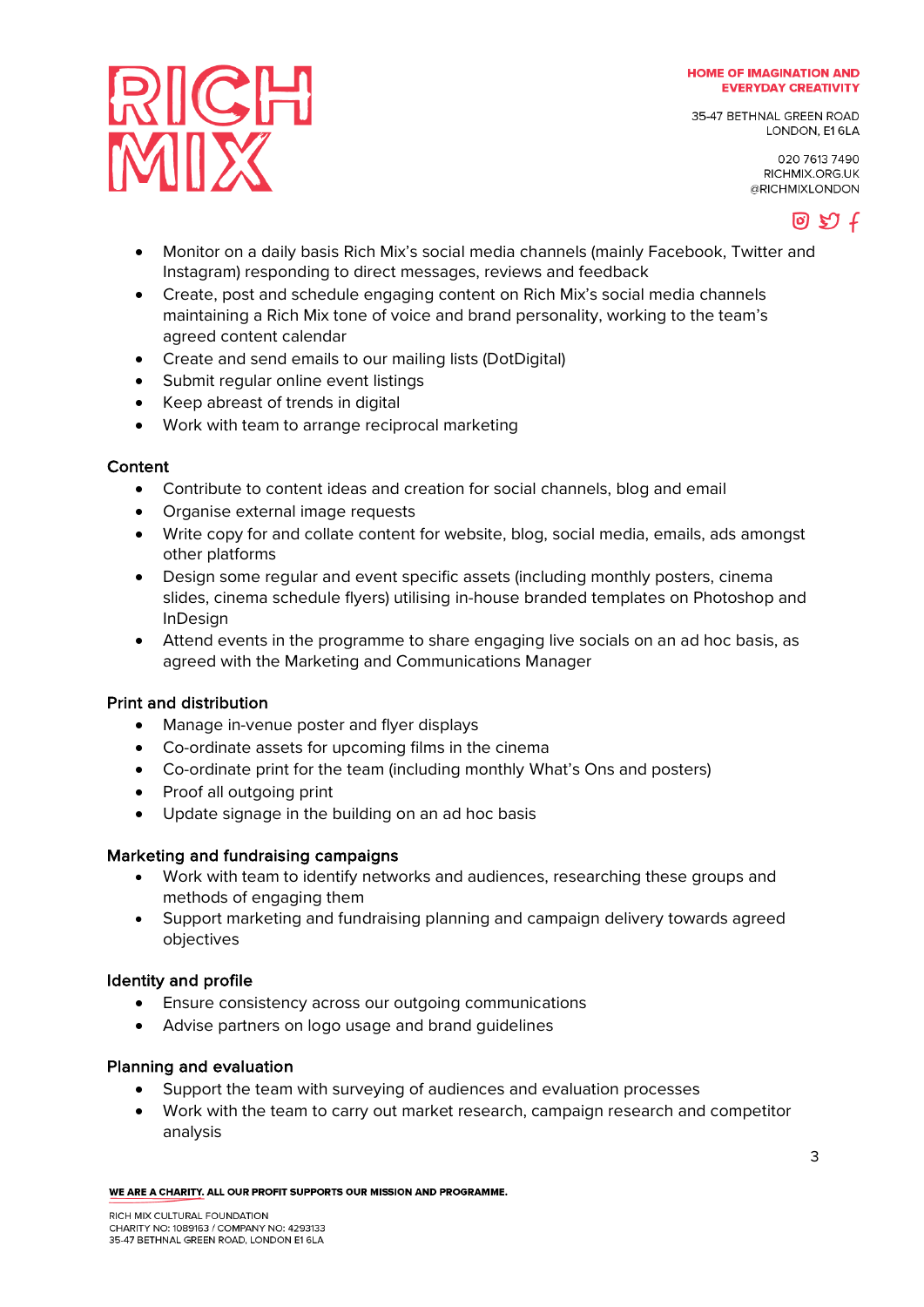- Monitor on a daily basis Rich Mix's social media channels (mainly Facebook, Twitter and Instagram) responding to direct messages, reviews and feedback
- Create, post and schedule engaging content on Rich Mix's social media channels maintaining a Rich Mix tone of voice and brand personality, working to the team's agreed content calendar
- Create and send emails to our mailing lists (DotDigital)
- Submit regular online event listings
- Keep abreast of trends in digital
- Work with team to arrange reciprocal marketing

### Content

- Contribute to content ideas and creation for social channels, blog and email
- Organise external image requests
- Write copy for and collate content for website, blog, social media, emails, ads amongst other platforms
- Design some regular and event specific assets (including monthly posters, cinema slides, cinema schedule flyers) utilising in-house branded templates on Photoshop and InDesign
- Attend events in the programme to share engaging live socials on an ad hoc basis, as agreed with the Marketing and Communications Manager

### Print and distribution

- Manage in-venue poster and flyer displays
- Co-ordinate assets for upcoming films in the cinema
- Co-ordinate print for the team (including monthly What's Ons and posters)
- Proof all outgoing print
- Update signage in the building on an ad hoc basis

### Marketing and fundraising campaigns

- Work with team to identify networks and audiences, researching these groups and methods of engaging them
- Support marketing and fundraising planning and campaign delivery towards agreed objectives

### Identity and profile

- Ensure consistency across our outgoing communications
- Advise partners on logo usage and brand guidelines

### Planning and evaluation

- Support the team with surveying of audiences and evaluation processes
- Work with the team to carry out market research, campaign research and competitor analysis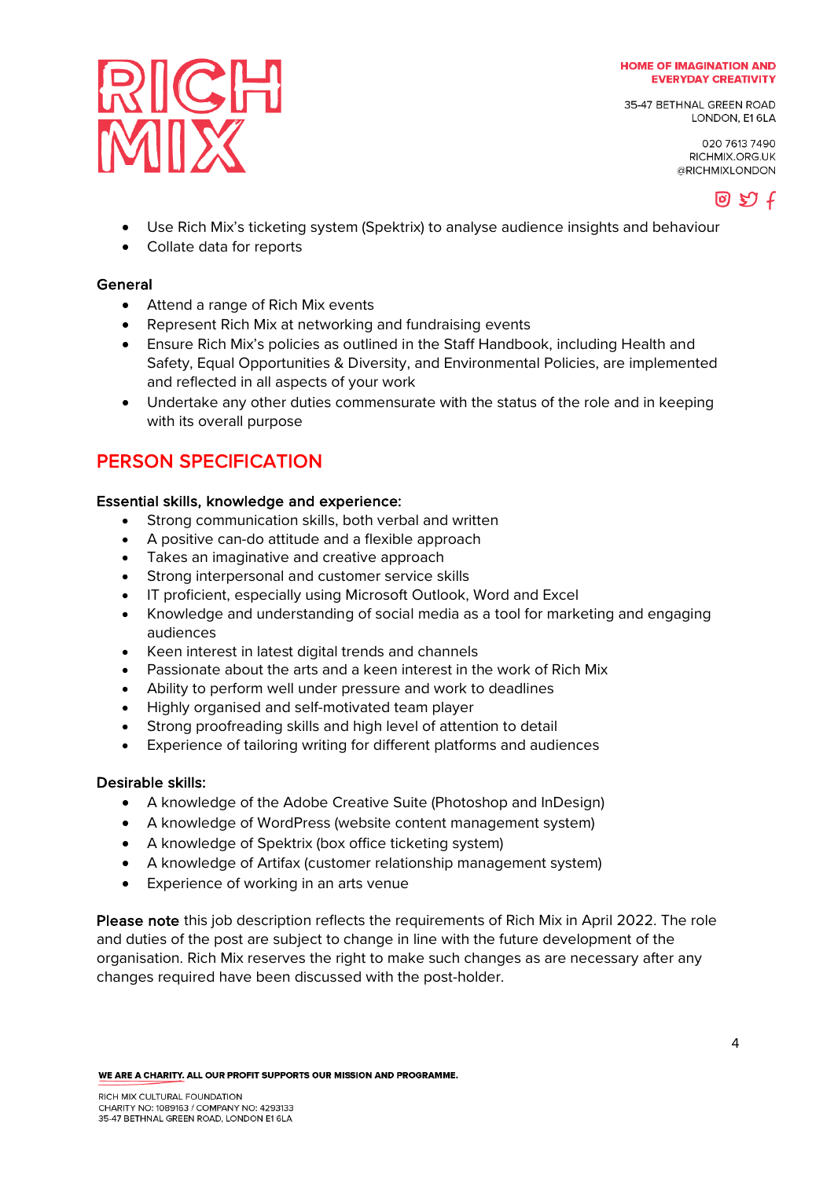- Use Rich Mix's ticketing system (Spektrix) to analyse audience insights and behaviour
- Collate data for reports

### General

- Attend a range of Rich Mix events
- Represent Rich Mix at networking and fundraising events
- Ensure Rich Mix's policies as outlined in the Staff Handbook, including Health and Safety, Equal Opportunities & Diversity, and Environmental Policies, are implemented and reflected in all aspects of your work
- Undertake any other duties commensurate with the status of the role and in keeping with its overall purpose

## PERSON SPECIFICATION

### Essential skills, knowledge and experience:

- Strong communication skills, both verbal and written
- A positive can-do attitude and a flexible approach
- Takes an imaginative and creative approach
- Strong interpersonal and customer service skills
- IT proficient, especially using Microsoft Outlook, Word and Excel
- Knowledge and understanding of social media as a tool for marketing and engaging audiences
- Keen interest in latest digital trends and channels
- Passionate about the arts and a keen interest in the work of Rich Mix
- Ability to perform well under pressure and work to deadlines
- Highly organised and self-motivated team player
- Strong proofreading skills and high level of attention to detail
- Experience of tailoring writing for different platforms and audiences

### Desirable skills:

- A knowledge of the Adobe Creative Suite (Photoshop and InDesign)
- A knowledge of WordPress (website content management system)
- A knowledge of Spektrix (box office ticketing system)
- A knowledge of Artifax (customer relationship management system)
- Experience of working in an arts venue

**Please note** this job description reflects the requirements of Rich Mix in April 2022. The role and duties of the post are subject to change in line with the future development of the organisation. Rich Mix reserves the right to make such changes as are necessary after any changes required have been discussed with the post-holder.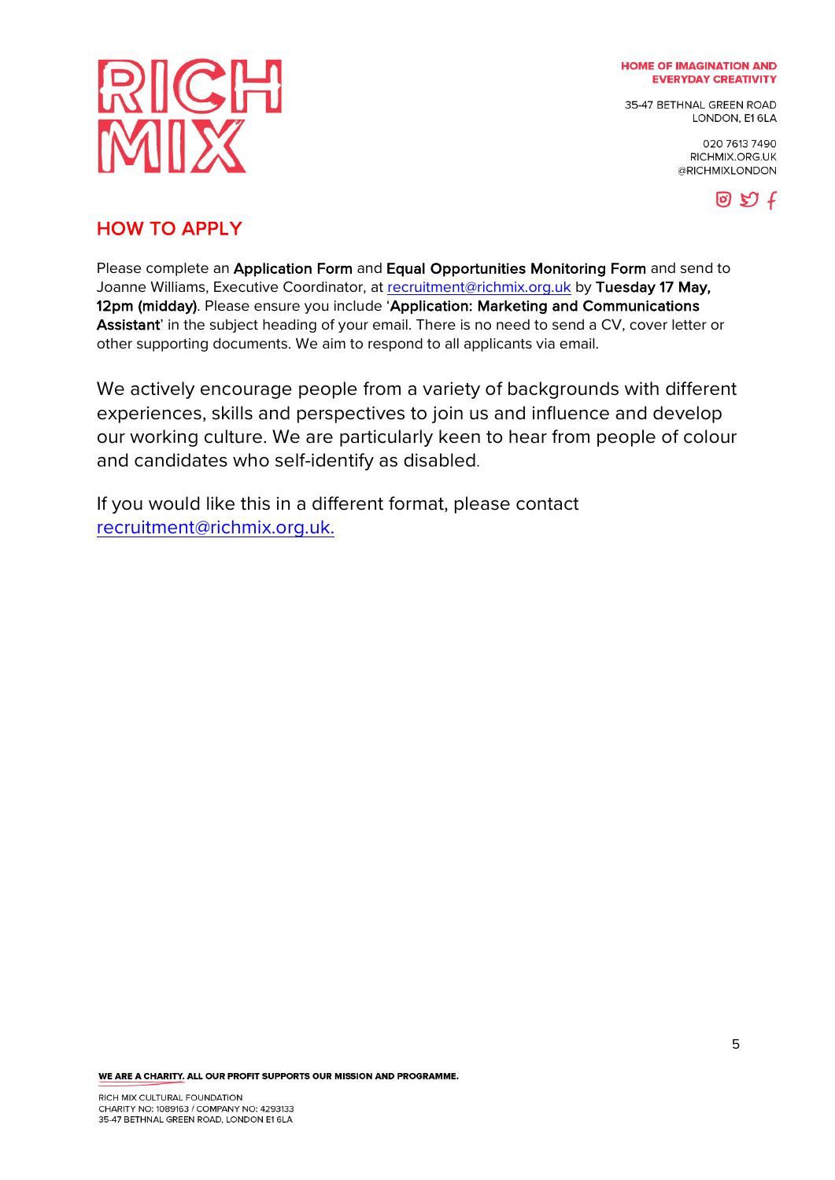## HOW TO APPLY

Please complete an **Application Form** and **Equal Opportunities Monitoring Form** and send to Joanne Williams, Executive Coordinator, at recruitment@richmix.org.uk by **Tuesday 17 May, 12pm (midday)**. Please ensure you include '**Application: Marketing and Communications Assistant**' in the subject heading of your email. There is no need to send a CV, cover letter or other supporting documents. We aim to respond to all applicants via email.

We actively encourage people from a variety of backgrounds with different experiences, skills and perspectives to join us and influence and develop our working culture. We are particularly keen to hear from people of colour and candidates who self-identify as disabled.

If you would like this in a different format, please contact recruitment@richmix.org.uk.